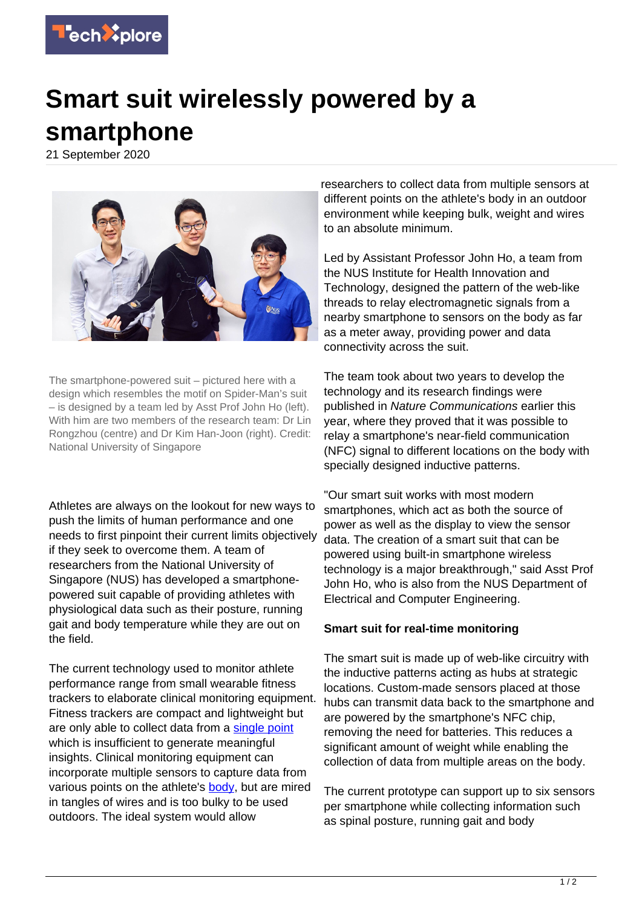# Smart suit wirelessly powered by a smartphone

21 September 2020

The smartphone-powered suit – pictured here with a design which resembles the motif on Spider-Man's suit – is designed by a team led by Asst Prof John Ho (left). With him are two members of the research team: Dr Lin Rongzhou (centre) and Dr Kim Han-Joon (right). Credit: National University of Singapore

Athletes are always on the lookout for new ways to push the limits of human performance and one needs to first pinpoint their current limits objectively if they seek to overcome them. A team of researchers from the National University of Singapore (NUS) has developed a smartphone-powered suit capable of providing athletes with physiological data such as their posture, running gait and body temperature while they are out on the field.

The current technology used to monitor athlete performance range from small wearable fitness trackers to elaborate clinical monitoring equipment. Fitness trackers are compact and lightweight but are only able to collect data from a single point which is insufficient to generate meaningful insights. Clinical monitoring equipment can incorporate multiple sensors to capture data from various points on the athlete's body, but are mired in tangles of wires and is too bulky to be used outdoors. The ideal system would allow researchers to collect data from multiple sensors at different points on the athlete's body in an outdoor environment while keeping bulk, weight and wires to an absolute minimum.

Led by Assistant Professor John Ho, a team from the NUS Institute for Health Innovation and Technology, designed the pattern of the web-like threads to relay electromagnetic signals from a nearby smartphone to sensors on the body as far as a meter away, providing power and data connectivity across the suit.

The team took about two years to develop the technology and its research findings were published in *Nature Communications* earlier this year, where they proved that it was possible to relay a smartphone's near-field communication (NFC) signal to different locations on the body with specially designed inductive patterns.

"Our smart suit works with most modern smartphones, which act as both the source of power as well as the display to view the sensor data. The creation of a smart suit that can be powered using built-in smartphone wireless technology is a major breakthrough," said Asst Prof John Ho, who is also from the NUS Department of Electrical and Computer Engineering.

**Smart suit for real-time monitoring**

The smart suit is made up of web-like circuitry with the inductive patterns acting as hubs at strategic locations. Custom-made sensors placed at those hubs can transmit data back to the smartphone and are powered by the smartphone's NFC chip, removing the need for batteries. This reduces a significant amount of weight while enabling the collection of data from multiple areas on the body.

The current prototype can support up to six sensors per smartphone while collecting information such as spinal posture, running gait and body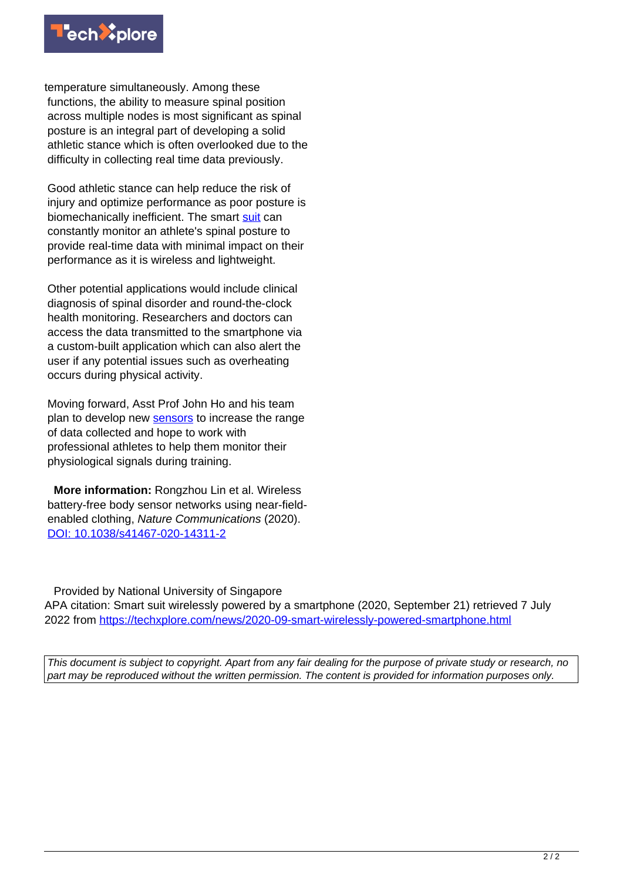temperature simultaneously. Among these functions, the ability to measure spinal position across multiple nodes is most significant as spinal posture is an integral part of developing a solid athletic stance which is often overlooked due to the difficulty in collecting real time data previously.

Good athletic stance can help reduce the risk of injury and optimize performance as poor posture is biomechanically inefficient. The smart suit can constantly monitor an athlete's spinal posture to provide real-time data with minimal impact on their performance as it is wireless and lightweight.

Other potential applications would include clinical diagnosis of spinal disorder and round-the-clock health monitoring. Researchers and doctors can access the data transmitted to the smartphone via a custom-built application which can also alert the user if any potential issues such as overheating occurs during physical activity.

Moving forward, Asst Prof John Ho and his team plan to develop new sensors to increase the range of data collected and hope to work with professional athletes to help them monitor their physiological signals during training.

**More information:** Rongzhou Lin et al. Wireless battery-free body sensor networks using near-field-enabled clothing, *Nature Communications* (2020). DOI: 10.1038/s41467-020-14311-2

Provided by National University of Singapore

APA citation: Smart suit wirelessly powered by a smartphone (2020, September 21) retrieved 7 July 2022 from https://techxplore.com/news/2020-09-smart-wirelessly-powered-smartphone.html

*This document is subject to copyright. Apart from any fair dealing for the purpose of private study or research, no part may be reproduced without the written permission. The content is provided for information purposes only.*